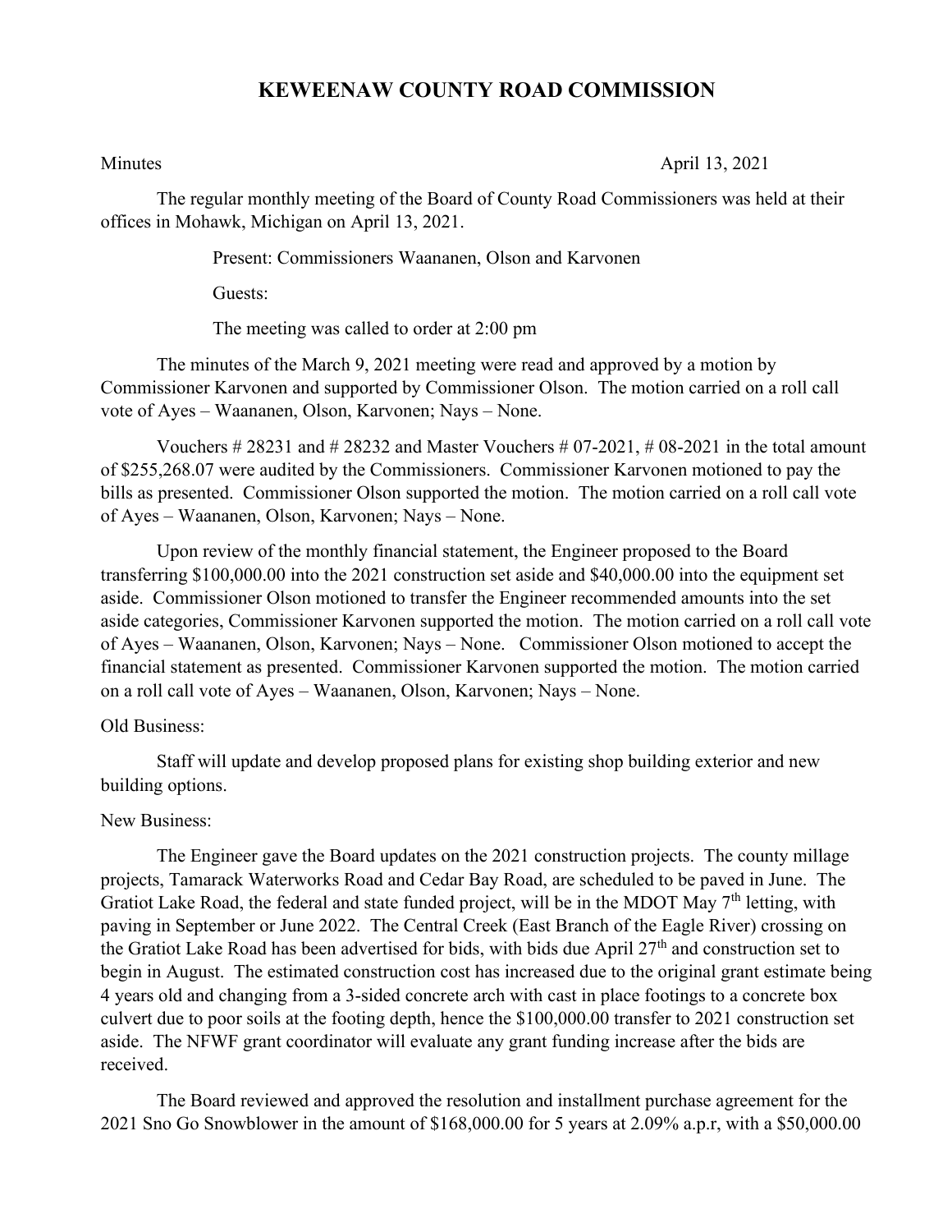# KEWEENAW COUNTY ROAD COMMISSION

Minutes April 13, 2021

The regular monthly meeting of the Board of County Road Commissioners was held at their offices in Mohawk, Michigan on April 13, 2021.

Present: Commissioners Waananen, Olson and Karvonen

Guests:

The meeting was called to order at 2:00 pm

The minutes of the March 9, 2021 meeting were read and approved by a motion by Commissioner Karvonen and supported by Commissioner Olson. The motion carried on a roll call vote of Ayes – Waananen, Olson, Karvonen; Nays – None.

Vouchers # 28231 and # 28232 and Master Vouchers # 07-2021, # 08-2021 in the total amount of $255,268.07 were audited by the Commissioners. Commissioner Karvonen motioned to pay the bills as presented. Commissioner Olson supported the motion. The motion carried on a roll call vote of Ayes – Waananen, Olson, Karvonen; Nays – None.

Upon review of the monthly financial statement, the Engineer proposed to the Board transferring $100,000.00 into the 2021 construction set aside and $40,000.00 into the equipment set aside. Commissioner Olson motioned to transfer the Engineer recommended amounts into the set aside categories, Commissioner Karvonen supported the motion. The motion carried on a roll call vote of Ayes – Waananen, Olson, Karvonen; Nays – None. Commissioner Olson motioned to accept the financial statement as presented. Commissioner Karvonen supported the motion. The motion carried on a roll call vote of Ayes – Waananen, Olson, Karvonen; Nays – None.

Old Business:

Staff will update and develop proposed plans for existing shop building exterior and new building options.

New Business:

The Engineer gave the Board updates on the 2021 construction projects. The county millage projects, Tamarack Waterworks Road and Cedar Bay Road, are scheduled to be paved in June. The Gratiot Lake Road, the federal and state funded project, will be in the MDOT May 7th letting, with paving in September or June 2022. The Central Creek (East Branch of the Eagle River) crossing on the Gratiot Lake Road has been advertised for bids, with bids due April 27th and construction set to begin in August. The estimated construction cost has increased due to the original grant estimate being 4 years old and changing from a 3-sided concrete arch with cast in place footings to a concrete box culvert due to poor soils at the footing depth, hence the $100,000.00 transfer to 2021 construction set aside. The NFWF grant coordinator will evaluate any grant funding increase after the bids are received.

The Board reviewed and approved the resolution and installment purchase agreement for the 2021 Sno Go Snowblower in the amount of $168,000.00 for 5 years at 2.09% a.p.r, with a $50,000.00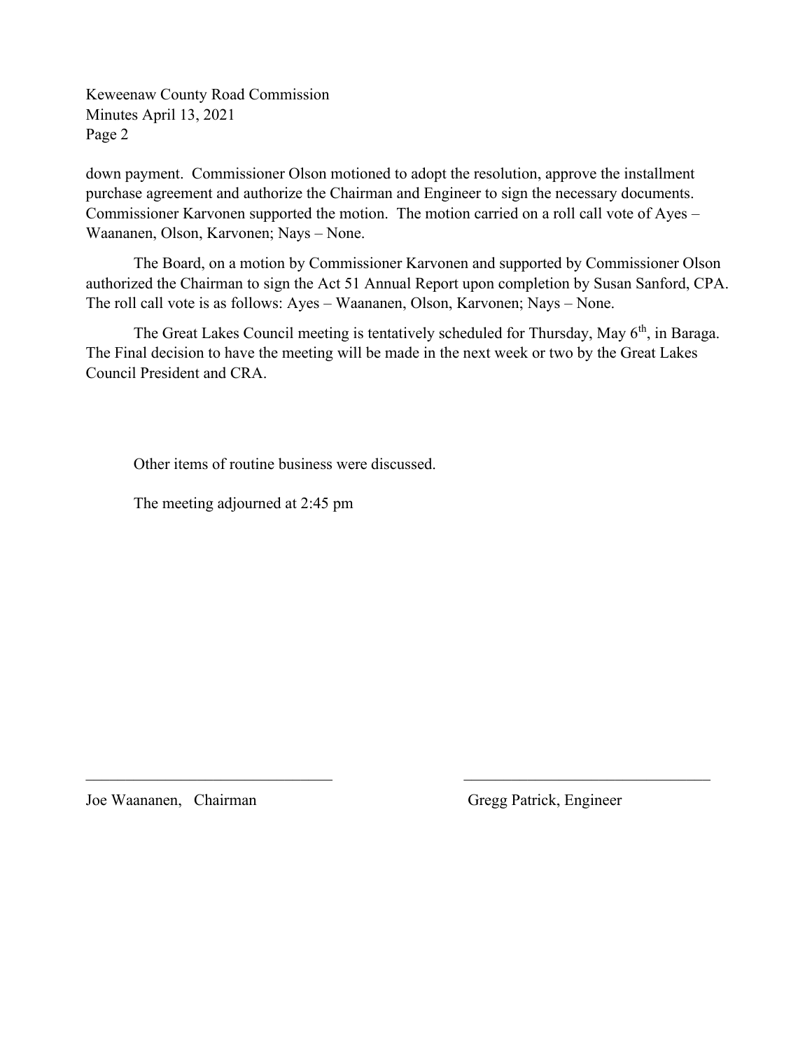down payment. Commissioner Olson motioned to adopt the resolution, approve the installment purchase agreement and authorize the Chairman and Engineer to sign the necessary documents. Commissioner Karvonen supported the motion. The motion carried on a roll call vote of Ayes – Waananen, Olson, Karvonen; Nays – None.

The Board, on a motion by Commissioner Karvonen and supported by Commissioner Olson authorized the Chairman to sign the Act 51 Annual Report upon completion by Susan Sanford, CPA. The roll call vote is as follows: Ayes – Waananen, Olson, Karvonen; Nays – None.

The Great Lakes Council meeting is tentatively scheduled for Thursday, May 6th, in Baraga. The Final decision to have the meeting will be made in the next week or two by the Great Lakes Council President and CRA.

Other items of routine business were discussed.

The meeting adjourned at 2:45 pm

\_\_\_\_\_\_\_\_\_\_\_\_\_\_\_\_\_\_\_\_\_\_\_\_\_\_\_\_\_\_\_\_
Joe Waananen, Chairman

\_\_\_\_\_\_\_\_\_\_\_\_\_\_\_\_\_\_\_\_\_\_\_\_\_\_\_\_\_\_\_\_
Gregg Patrick, Engineer